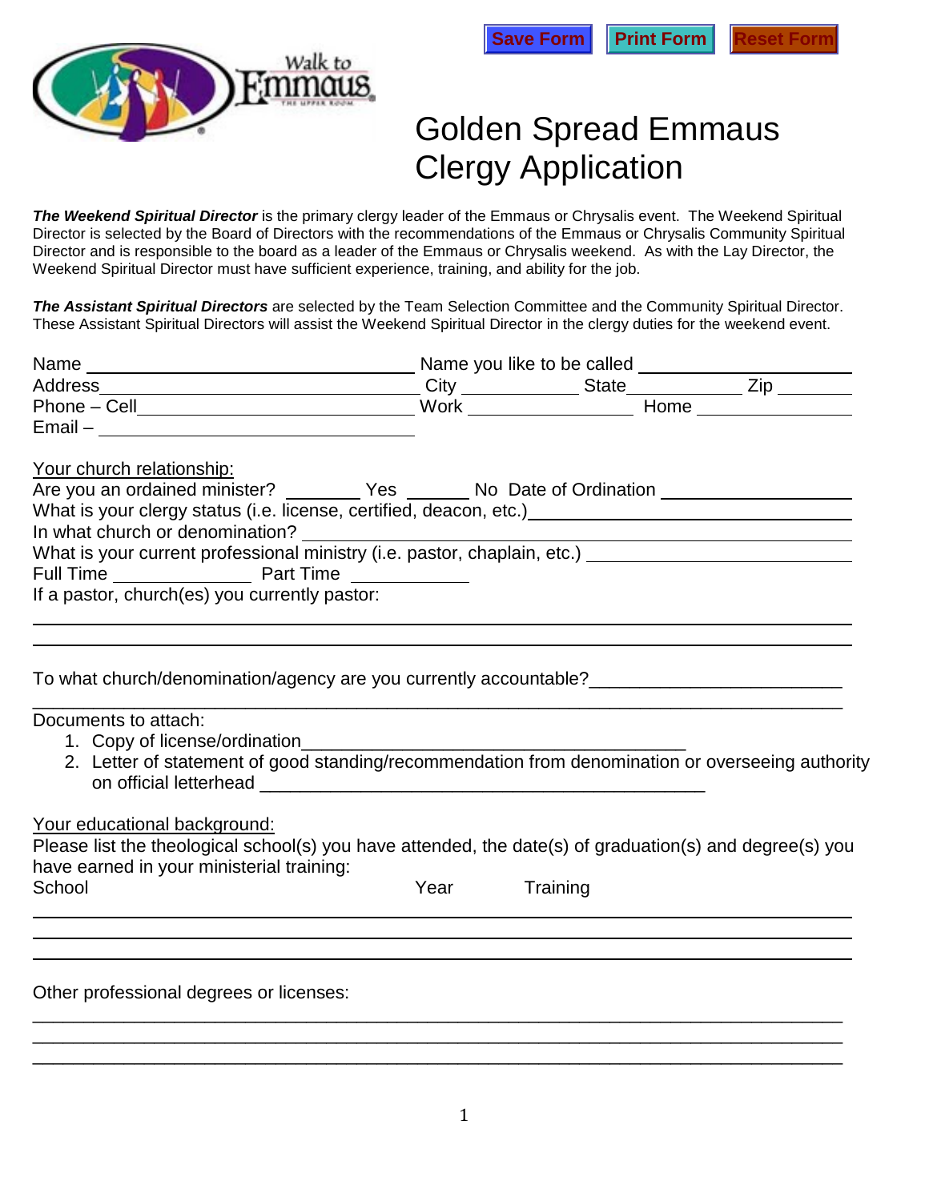Save Form Print Form Reset Form

# Golden Spread Emmaus Clergy Application

***The Weekend Spiritual Director*** is the primary clergy leader of the Emmaus or Chrysalis event. The Weekend Spiritual Director is selected by the Board of Directors with the recommendations of the Emmaus or Chrysalis Community Spiritual Director and is responsible to the board as a leader of the Emmaus or Chrysalis weekend. As with the Lay Director, the Weekend Spiritual Director must have sufficient experience, training, and ability for the job.

***The Assistant Spiritual Directors*** are selected by the Team Selection Committee and the Community Spiritual Director. These Assistant Spiritual Directors will assist the Weekend Spiritual Director in the clergy duties for the weekend event.

Name ______________________ Name you like to be called ______________________

Address ______________________ City ____________ State ____________ Zip ________

Phone – Cell ______________________ Work ________________ Home ________________

Email – ______________________

Your church relationship:

Are you an ordained minister? ________ Yes ________ No Date of Ordination ________________

What is your clergy status (i.e. license, certified, deacon, etc.) ______________________

In what church or denomination? ______________________

What is your current professional ministry (i.e. pastor, chaplain, etc.) ______________________

Full Time ____________ Part Time ____________

If a pastor, church(es) you currently pastor:

______________________________________________________________________

______________________________________________________________________

To what church/denomination/agency are you currently accountable? ________________________

______________________________________________________________________

Documents to attach:

1. Copy of license/ordination ______________________________________
2. Letter of statement of good standing/recommendation from denomination or overseeing authority on official letterhead ______________________________________

Your educational background:

Please list the theological school(s) you have attended, the date(s) of graduation(s) and degree(s) you have earned in your ministerial training:

| School | Year | Training |
|---|---|---|
| | | |
| | | |
| | | |

Other professional degrees or licenses:

______________________________________________________________________

______________________________________________________________________

______________________________________________________________________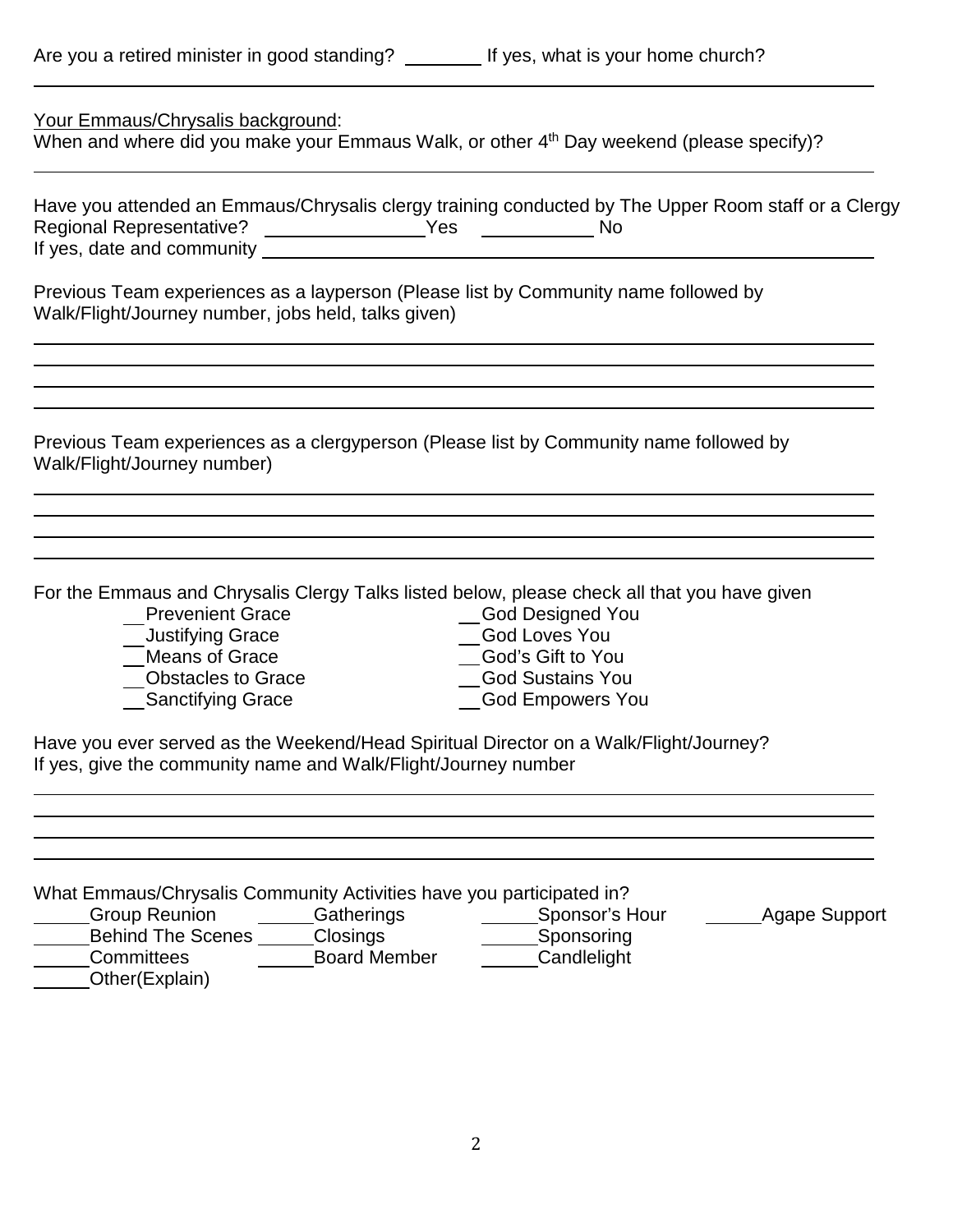Are you a retired minister in good standing? ________ If yes, what is your home church?

______________________________________________________________________________

Your Emmaus/Chrysalis background:

When and where did you make your Emmaus Walk, or other 4th Day weekend (please specify)?

______________________________________________________________________________

Have you attended an Emmaus/Chrysalis clergy training conducted by The Upper Room staff or a Clergy Regional Representative? ________________Yes ___________ No

If yes, date and community ______________________________________________________

Previous Team experiences as a layperson (Please list by Community name followed by Walk/Flight/Journey number, jobs held, talks given)

______________________________________________________________________________

______________________________________________________________________________

______________________________________________________________________________

______________________________________________________________________________

Previous Team experiences as a clergyperson (Please list by Community name followed by Walk/Flight/Journey number)

______________________________________________________________________________

______________________________________________________________________________

______________________________________________________________________________

______________________________________________________________________________

For the Emmaus and Chrysalis Clergy Talks listed below, please check all that you have given

__Prevenient Grace
__Justifying Grace
__Means of Grace
__Obstacles to Grace
__Sanctifying Grace
__God Designed You
__God Loves You
__God's Gift to You
__God Sustains You
__God Empowers You

Have you ever served as the Weekend/Head Spiritual Director on a Walk/Flight/Journey?
If yes, give the community name and Walk/Flight/Journey number

______________________________________________________________________________

______________________________________________________________________________

______________________________________________________________________________

______________________________________________________________________________

What Emmaus/Chrysalis Community Activities have you participated in?

______Group Reunion
______Gatherings
______Sponsor's Hour
______Agape Support
______Behind The Scenes
______Closings
______Sponsoring
______Committees
______Board Member
______Candlelight
______Other(Explain)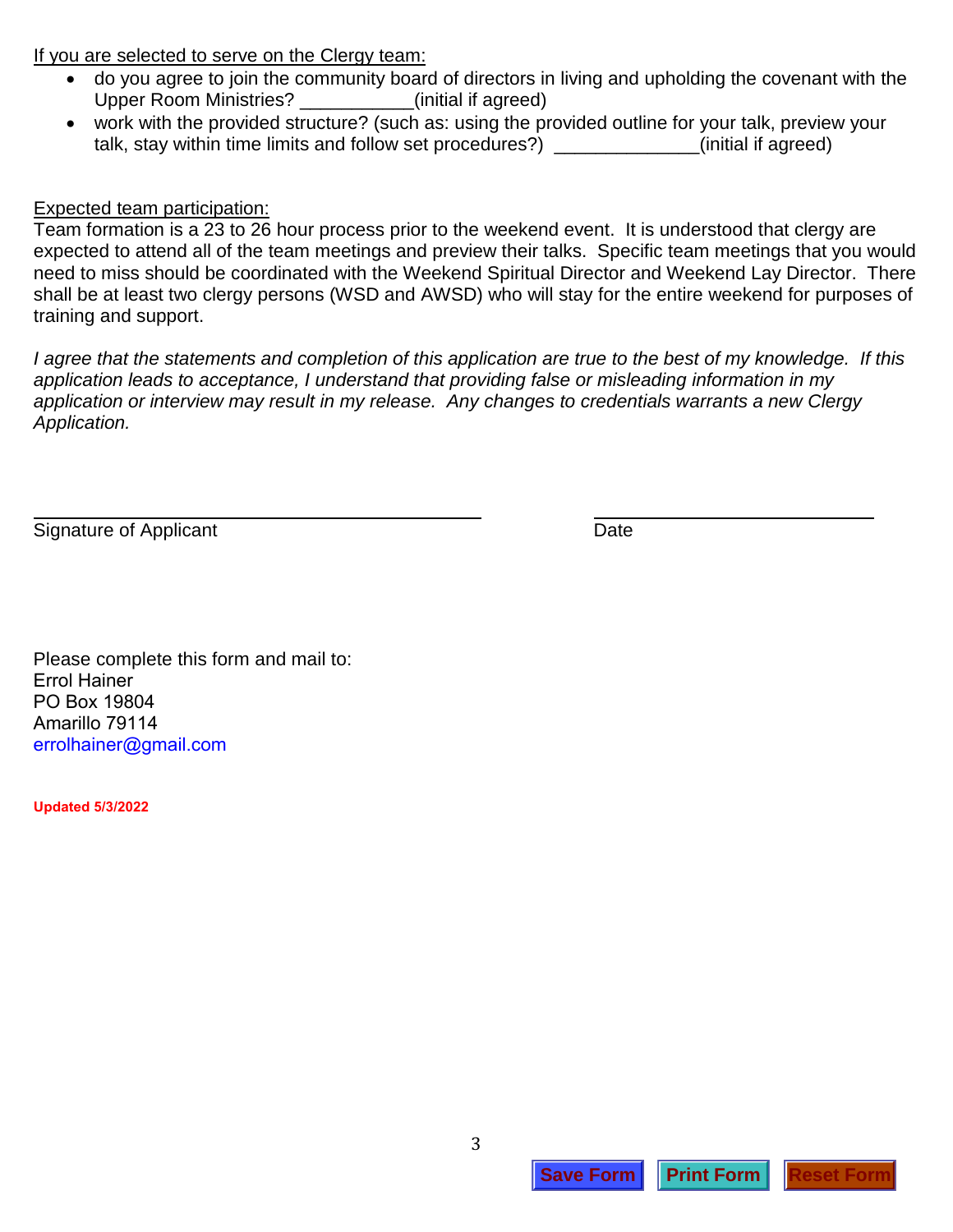If you are selected to serve on the Clergy team:

- do you agree to join the community board of directors in living and upholding the covenant with the Upper Room Ministries? ___________(initial if agreed)
- work with the provided structure? (such as: using the provided outline for your talk, preview your talk, stay within time limits and follow set procedures?) ______________(initial if agreed)

Expected team participation:

Team formation is a 23 to 26 hour process prior to the weekend event. It is understood that clergy are expected to attend all of the team meetings and preview their talks. Specific team meetings that you would need to miss should be coordinated with the Weekend Spiritual Director and Weekend Lay Director. There shall be at least two clergy persons (WSD and AWSD) who will stay for the entire weekend for purposes of training and support.

*I agree that the statements and completion of this application are true to the best of my knowledge. If this application leads to acceptance, I understand that providing false or misleading information in my application or interview may result in my release. Any changes to credentials warrants a new Clergy Application.*

______________________________ Signature of Applicant

______________________________ Date

Please complete this form and mail to:
Errol Hainer
PO Box 19804
Amarillo 79114
errolhainer@gmail.com

**Updated 5/3/2022**

Save Form | Print Form | Reset Form